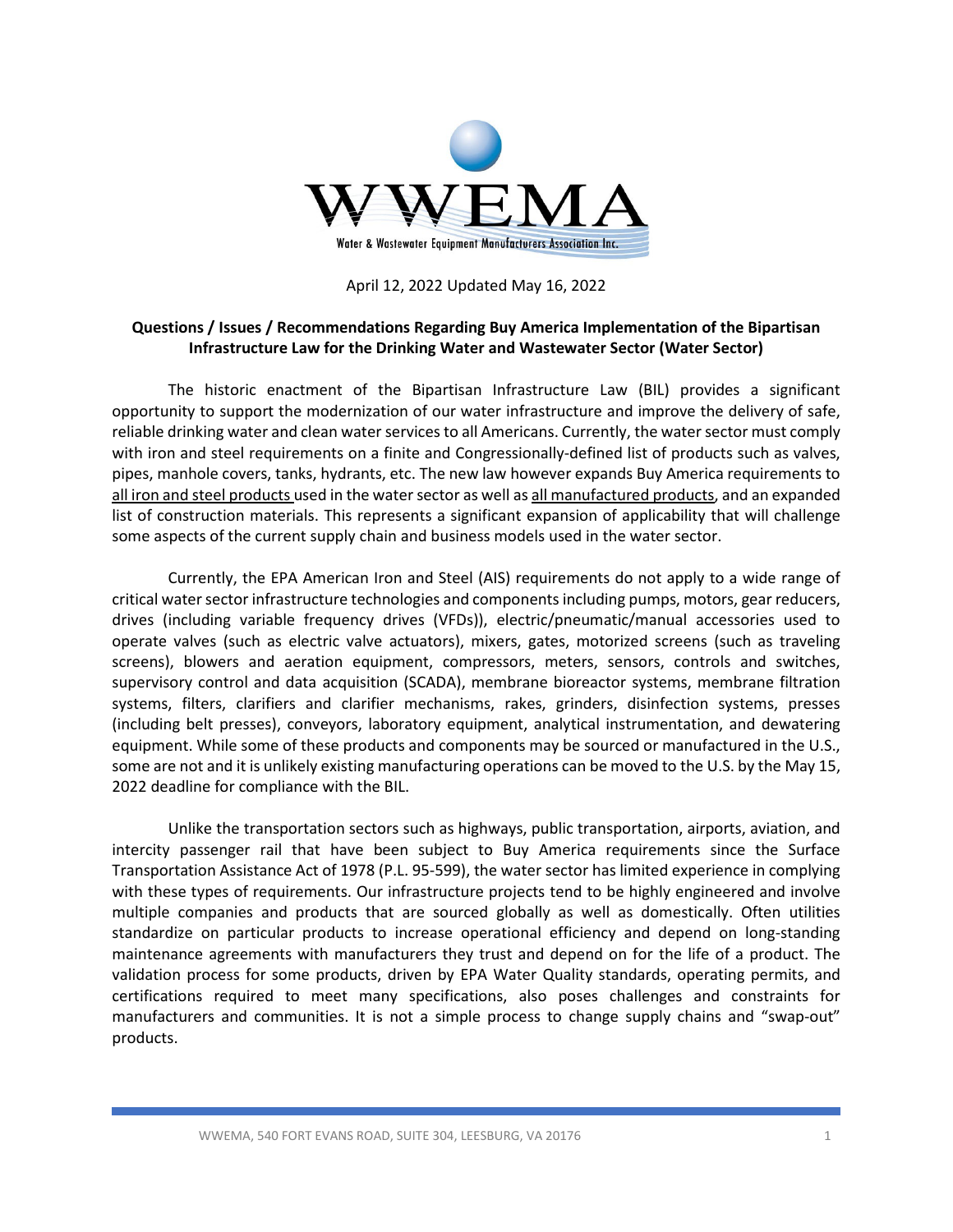WWEMA

Water & Wastewater Equipment Manufacturers Association Inc.

April 12, 2022 Updated May 16, 2022

**Questions / Issues / Recommendations Regarding Buy America Implementation of the Bipartisan Infrastructure Law for the Drinking Water and Wastewater Sector (Water Sector)**

The historic enactment of the Bipartisan Infrastructure Law (BIL) provides a significant opportunity to support the modernization of our water infrastructure and improve the delivery of safe, reliable drinking water and clean water services to all Americans. Currently, the water sector must comply with iron and steel requirements on a finite and Congressionally-defined list of products such as valves, pipes, manhole covers, tanks, hydrants, etc. The new law however expands Buy America requirements to all iron and steel products used in the water sector as well as all manufactured products, and an expanded list of construction materials. This represents a significant expansion of applicability that will challenge some aspects of the current supply chain and business models used in the water sector.

Currently, the EPA American Iron and Steel (AIS) requirements do not apply to a wide range of critical water sector infrastructure technologies and components including pumps, motors, gear reducers, drives (including variable frequency drives (VFDs)), electric/pneumatic/manual accessories used to operate valves (such as electric valve actuators), mixers, gates, motorized screens (such as traveling screens), blowers and aeration equipment, compressors, meters, sensors, controls and switches, supervisory control and data acquisition (SCADA), membrane bioreactor systems, membrane filtration systems, filters, clarifiers and clarifier mechanisms, rakes, grinders, disinfection systems, presses (including belt presses), conveyors, laboratory equipment, analytical instrumentation, and dewatering equipment. While some of these products and components may be sourced or manufactured in the U.S., some are not and it is unlikely existing manufacturing operations can be moved to the U.S. by the May 15, 2022 deadline for compliance with the BIL.

Unlike the transportation sectors such as highways, public transportation, airports, aviation, and intercity passenger rail that have been subject to Buy America requirements since the Surface Transportation Assistance Act of 1978 (P.L. 95-599), the water sector has limited experience in complying with these types of requirements. Our infrastructure projects tend to be highly engineered and involve multiple companies and products that are sourced globally as well as domestically. Often utilities standardize on particular products to increase operational efficiency and depend on long-standing maintenance agreements with manufacturers they trust and depend on for the life of a product. The validation process for some products, driven by EPA Water Quality standards, operating permits, and certifications required to meet many specifications, also poses challenges and constraints for manufacturers and communities. It is not a simple process to change supply chains and "swap-out" products.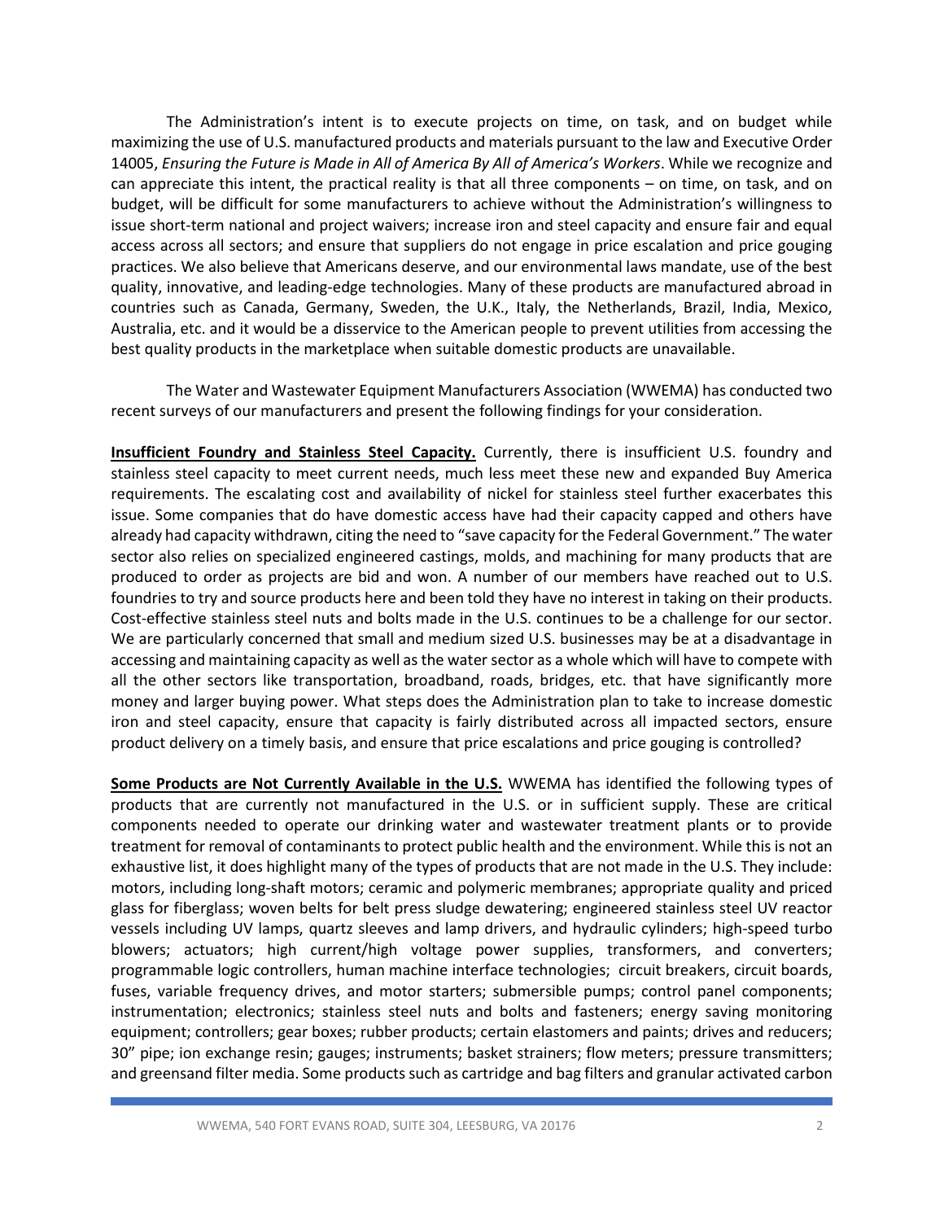The Administration's intent is to execute projects on time, on task, and on budget while maximizing the use of U.S. manufactured products and materials pursuant to the law and Executive Order 14005, *Ensuring the Future is Made in All of America By All of America's Workers*. While we recognize and can appreciate this intent, the practical reality is that all three components – on time, on task, and on budget, will be difficult for some manufacturers to achieve without the Administration's willingness to issue short-term national and project waivers; increase iron and steel capacity and ensure fair and equal access across all sectors; and ensure that suppliers do not engage in price escalation and price gouging practices. We also believe that Americans deserve, and our environmental laws mandate, use of the best quality, innovative, and leading-edge technologies. Many of these products are manufactured abroad in countries such as Canada, Germany, Sweden, the U.K., Italy, the Netherlands, Brazil, India, Mexico, Australia, etc. and it would be a disservice to the American people to prevent utilities from accessing the best quality products in the marketplace when suitable domestic products are unavailable.

The Water and Wastewater Equipment Manufacturers Association (WWEMA) has conducted two recent surveys of our manufacturers and present the following findings for your consideration.

**Insufficient Foundry and Stainless Steel Capacity.** Currently, there is insufficient U.S. foundry and stainless steel capacity to meet current needs, much less meet these new and expanded Buy America requirements. The escalating cost and availability of nickel for stainless steel further exacerbates this issue. Some companies that do have domestic access have had their capacity capped and others have already had capacity withdrawn, citing the need to "save capacity for the Federal Government." The water sector also relies on specialized engineered castings, molds, and machining for many products that are produced to order as projects are bid and won. A number of our members have reached out to U.S. foundries to try and source products here and been told they have no interest in taking on their products. Cost-effective stainless steel nuts and bolts made in the U.S. continues to be a challenge for our sector. We are particularly concerned that small and medium sized U.S. businesses may be at a disadvantage in accessing and maintaining capacity as well as the water sector as a whole which will have to compete with all the other sectors like transportation, broadband, roads, bridges, etc. that have significantly more money and larger buying power. What steps does the Administration plan to take to increase domestic iron and steel capacity, ensure that capacity is fairly distributed across all impacted sectors, ensure product delivery on a timely basis, and ensure that price escalations and price gouging is controlled?

**Some Products are Not Currently Available in the U.S.** WWEMA has identified the following types of products that are currently not manufactured in the U.S. or in sufficient supply. These are critical components needed to operate our drinking water and wastewater treatment plants or to provide treatment for removal of contaminants to protect public health and the environment. While this is not an exhaustive list, it does highlight many of the types of products that are not made in the U.S. They include: motors, including long-shaft motors; ceramic and polymeric membranes; appropriate quality and priced glass for fiberglass; woven belts for belt press sludge dewatering; engineered stainless steel UV reactor vessels including UV lamps, quartz sleeves and lamp drivers, and hydraulic cylinders; high-speed turbo blowers; actuators; high current/high voltage power supplies, transformers, and converters; programmable logic controllers, human machine interface technologies; circuit breakers, circuit boards, fuses, variable frequency drives, and motor starters; submersible pumps; control panel components; instrumentation; electronics; stainless steel nuts and bolts and fasteners; energy saving monitoring equipment; controllers; gear boxes; rubber products; certain elastomers and paints; drives and reducers; 30" pipe; ion exchange resin; gauges; instruments; basket strainers; flow meters; pressure transmitters; and greensand filter media. Some products such as cartridge and bag filters and granular activated carbon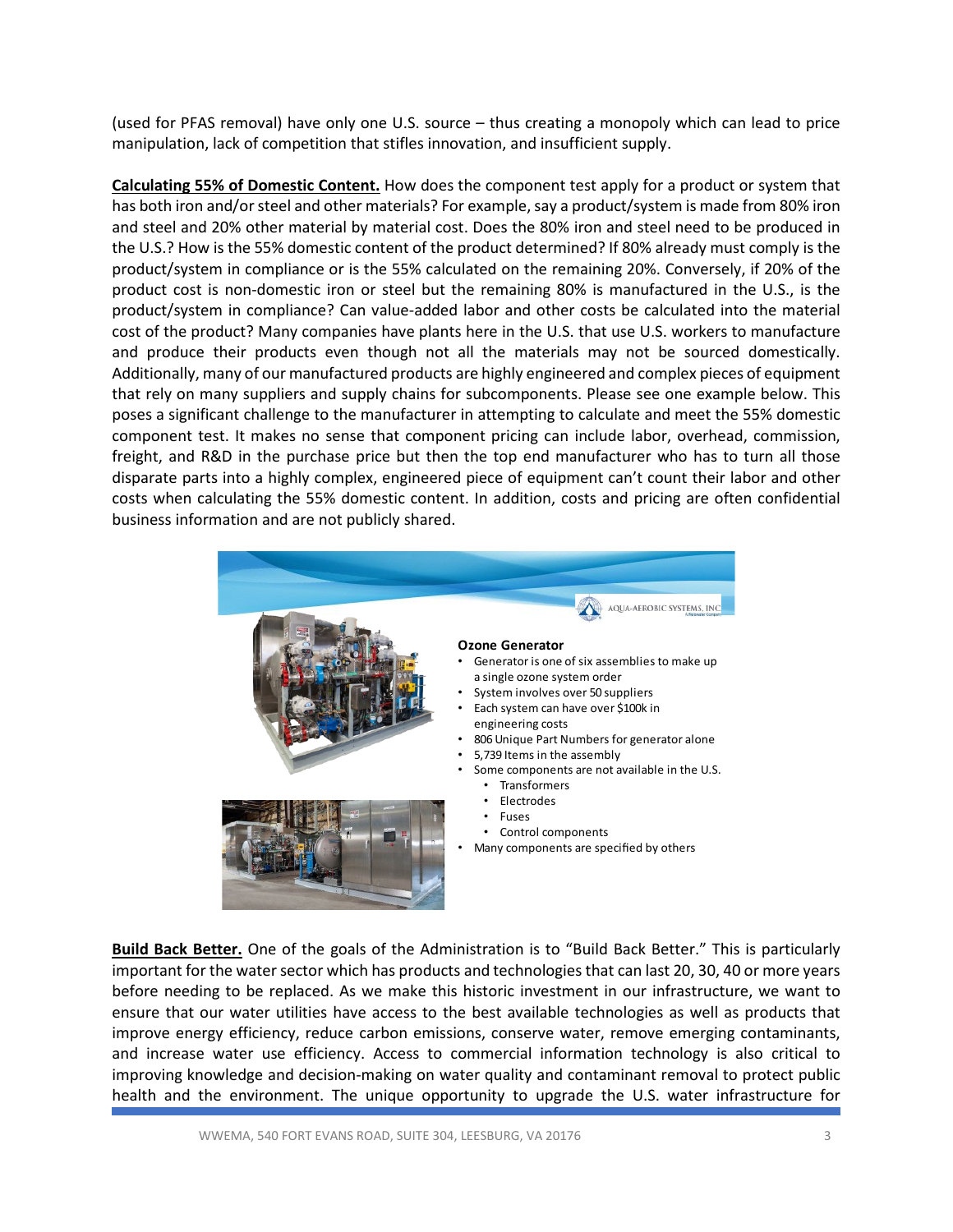(used for PFAS removal) have only one U.S. source – thus creating a monopoly which can lead to price manipulation, lack of competition that stifles innovation, and insufficient supply.

**Calculating 55% of Domestic Content.** How does the component test apply for a product or system that has both iron and/or steel and other materials? For example, say a product/system is made from 80% iron and steel and 20% other material by material cost. Does the 80% iron and steel need to be produced in the U.S.? How is the 55% domestic content of the product determined? If 80% already must comply is the product/system in compliance or is the 55% calculated on the remaining 20%. Conversely, if 20% of the product cost is non-domestic iron or steel but the remaining 80% is manufactured in the U.S., is the product/system in compliance? Can value-added labor and other costs be calculated into the material cost of the product? Many companies have plants here in the U.S. that use U.S. workers to manufacture and produce their products even though not all the materials may not be sourced domestically. Additionally, many of our manufactured products are highly engineered and complex pieces of equipment that rely on many suppliers and supply chains for subcomponents. Please see one example below. This poses a significant challenge to the manufacturer in attempting to calculate and meet the 55% domestic component test. It makes no sense that component pricing can include labor, overhead, commission, freight, and R&D in the purchase price but then the top end manufacturer who has to turn all those disparate parts into a highly complex, engineered piece of equipment can't count their labor and other costs when calculating the 55% domestic content. In addition, costs and pricing are often confidential business information and are not publicly shared.

AQUA-AEROBIC SYSTEMS, INC

**Ozone Generator**

- Generator is one of six assemblies to make up a single ozone system order
- System involves over 50 suppliers
- Each system can have over $100k in engineering costs
- 806 Unique Part Numbers for generator alone
- 5,739 Items in the assembly
- Some components are not available in the U.S.
  - Transformers
  - Electrodes
  - Fuses
  - Control components
- Many components are specified by others

**Build Back Better.** One of the goals of the Administration is to "Build Back Better." This is particularly important for the water sector which has products and technologies that can last 20, 30, 40 or more years before needing to be replaced. As we make this historic investment in our infrastructure, we want to ensure that our water utilities have access to the best available technologies as well as products that improve energy efficiency, reduce carbon emissions, conserve water, remove emerging contaminants, and increase water use efficiency. Access to commercial information technology is also critical to improving knowledge and decision-making on water quality and contaminant removal to protect public health and the environment. The unique opportunity to upgrade the U.S. water infrastructure for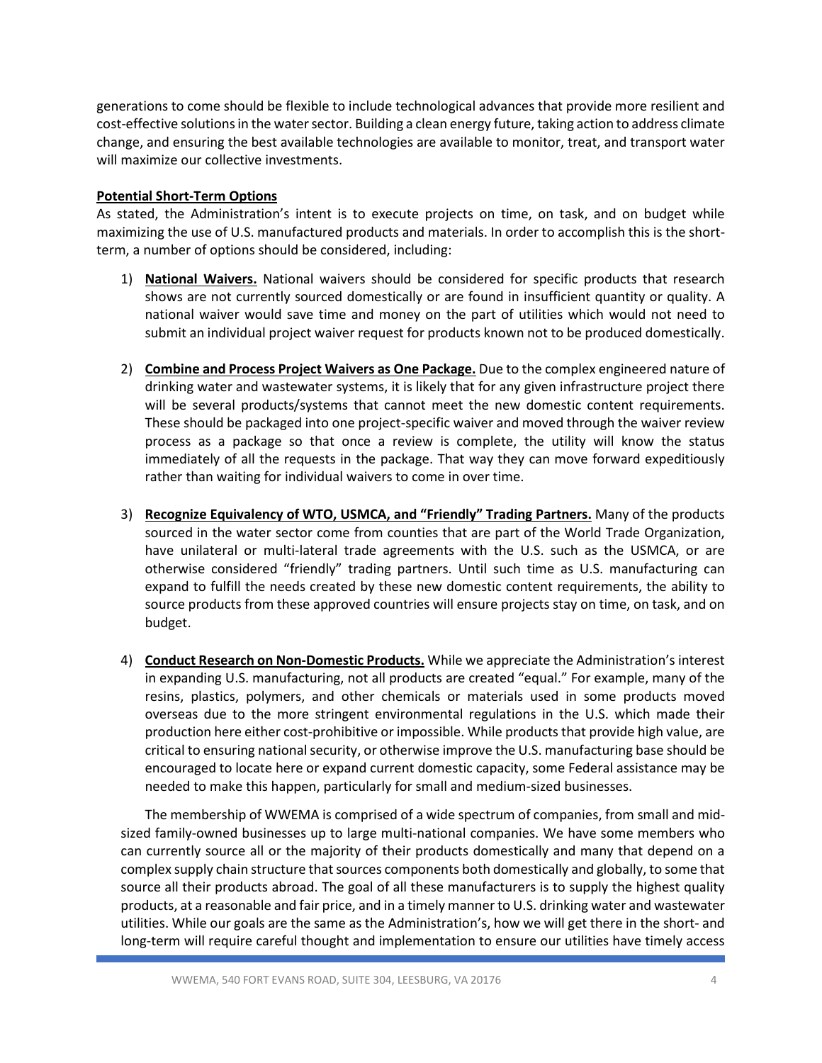generations to come should be flexible to include technological advances that provide more resilient and cost-effective solutions in the water sector. Building a clean energy future, taking action to address climate change, and ensuring the best available technologies are available to monitor, treat, and transport water will maximize our collective investments.

**Potential Short-Term Options**

As stated, the Administration's intent is to execute projects on time, on task, and on budget while maximizing the use of U.S. manufactured products and materials. In order to accomplish this is the short-term, a number of options should be considered, including:

1) **National Waivers.** National waivers should be considered for specific products that research shows are not currently sourced domestically or are found in insufficient quantity or quality. A national waiver would save time and money on the part of utilities which would not need to submit an individual project waiver request for products known not to be produced domestically.

2) **Combine and Process Project Waivers as One Package.** Due to the complex engineered nature of drinking water and wastewater systems, it is likely that for any given infrastructure project there will be several products/systems that cannot meet the new domestic content requirements. These should be packaged into one project-specific waiver and moved through the waiver review process as a package so that once a review is complete, the utility will know the status immediately of all the requests in the package. That way they can move forward expeditiously rather than waiting for individual waivers to come in over time.

3) **Recognize Equivalency of WTO, USMCA, and "Friendly" Trading Partners.** Many of the products sourced in the water sector come from counties that are part of the World Trade Organization, have unilateral or multi-lateral trade agreements with the U.S. such as the USMCA, or are otherwise considered "friendly" trading partners. Until such time as U.S. manufacturing can expand to fulfill the needs created by these new domestic content requirements, the ability to source products from these approved countries will ensure projects stay on time, on task, and on budget.

4) **Conduct Research on Non-Domestic Products.** While we appreciate the Administration's interest in expanding U.S. manufacturing, not all products are created "equal." For example, many of the resins, plastics, polymers, and other chemicals or materials used in some products moved overseas due to the more stringent environmental regulations in the U.S. which made their production here either cost-prohibitive or impossible. While products that provide high value, are critical to ensuring national security, or otherwise improve the U.S. manufacturing base should be encouraged to locate here or expand current domestic capacity, some Federal assistance may be needed to make this happen, particularly for small and medium-sized businesses.

The membership of WWEMA is comprised of a wide spectrum of companies, from small and mid-sized family-owned businesses up to large multi-national companies. We have some members who can currently source all or the majority of their products domestically and many that depend on a complex supply chain structure that sources components both domestically and globally, to some that source all their products abroad. The goal of all these manufacturers is to supply the highest quality products, at a reasonable and fair price, and in a timely manner to U.S. drinking water and wastewater utilities. While our goals are the same as the Administration's, how we will get there in the short- and long-term will require careful thought and implementation to ensure our utilities have timely access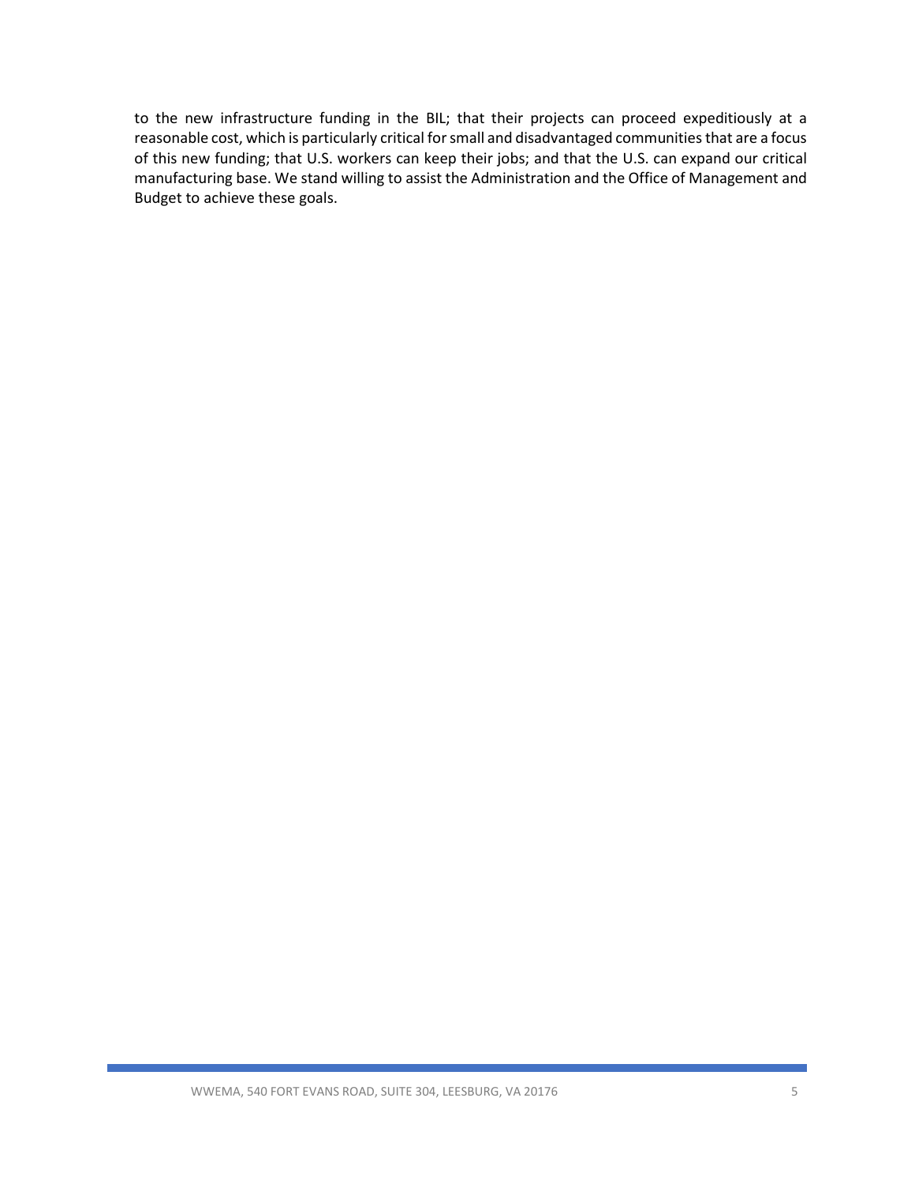to the new infrastructure funding in the BIL; that their projects can proceed expeditiously at a reasonable cost, which is particularly critical for small and disadvantaged communities that are a focus of this new funding; that U.S. workers can keep their jobs; and that the U.S. can expand our critical manufacturing base. We stand willing to assist the Administration and the Office of Management and Budget to achieve these goals.